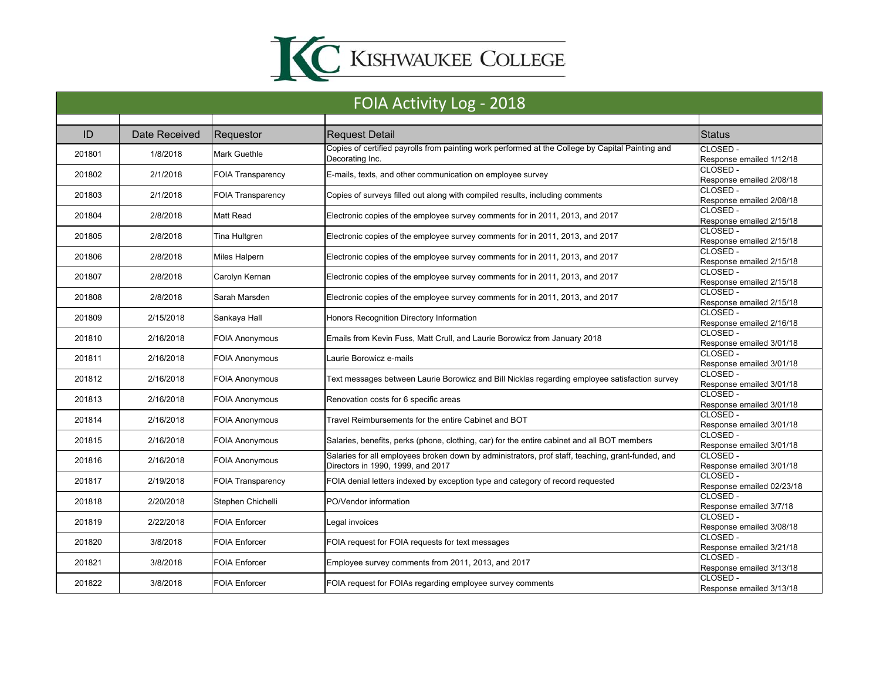Kishwaukee College

# FOIA Activity Log - 2018

| ID | Date Received | Requestor | Request Detail | Status |
|---|---|---|---|---|
| 201801 | 1/8/2018 | Mark Guethle | Copies of certified payrolls from painting work performed at the College by Capital Painting and Decorating Inc. | CLOSED - Response emailed 1/12/18 |
| 201802 | 2/1/2018 | FOIA Transparency | E-mails, texts, and other communication on employee survey | CLOSED - Response emailed 2/08/18 |
| 201803 | 2/1/2018 | FOIA Transparency | Copies of surveys filled out along with compiled results, including comments | CLOSED - Response emailed 2/08/18 |
| 201804 | 2/8/2018 | Matt Read | Electronic copies of the employee survey comments for in 2011, 2013, and 2017 | CLOSED - Response emailed 2/15/18 |
| 201805 | 2/8/2018 | Tina Hultgren | Electronic copies of the employee survey comments for in 2011, 2013, and 2017 | CLOSED - Response emailed 2/15/18 |
| 201806 | 2/8/2018 | Miles Halpern | Electronic copies of the employee survey comments for in 2011, 2013, and 2017 | CLOSED - Response emailed 2/15/18 |
| 201807 | 2/8/2018 | Carolyn Kernan | Electronic copies of the employee survey comments for in 2011, 2013, and 2017 | CLOSED - Response emailed 2/15/18 |
| 201808 | 2/8/2018 | Sarah Marsden | Electronic copies of the employee survey comments for in 2011, 2013, and 2017 | CLOSED - Response emailed 2/15/18 |
| 201809 | 2/15/2018 | Sankaya Hall | Honors Recognition Directory Information | CLOSED - Response emailed 2/16/18 |
| 201810 | 2/16/2018 | FOIA Anonymous | Emails from Kevin Fuss, Matt Crull, and Laurie Borowicz from January 2018 | CLOSED - Response emailed 3/01/18 |
| 201811 | 2/16/2018 | FOIA Anonymous | Laurie Borowicz e-mails | CLOSED - Response emailed 3/01/18 |
| 201812 | 2/16/2018 | FOIA Anonymous | Text messages between Laurie Borowicz and Bill Nicklas regarding employee satisfaction survey | CLOSED - Response emailed 3/01/18 |
| 201813 | 2/16/2018 | FOIA Anonymous | Renovation costs for 6 specific areas | CLOSED - Response emailed 3/01/18 |
| 201814 | 2/16/2018 | FOIA Anonymous | Travel Reimbursements for the entire Cabinet and BOT | CLOSED - Response emailed 3/01/18 |
| 201815 | 2/16/2018 | FOIA Anonymous | Salaries, benefits, perks (phone, clothing, car) for the entire cabinet and all BOT members | CLOSED - Response emailed 3/01/18 |
| 201816 | 2/16/2018 | FOIA Anonymous | Salaries for all employees broken down by administrators, prof staff, teaching, grant-funded, and Directors in 1990, 1999, and 2017 | CLOSED - Response emailed 3/01/18 |
| 201817 | 2/19/2018 | FOIA Transparency | FOIA denial letters indexed by exception type and category of record requested | CLOSED - Response emailed 02/23/18 |
| 201818 | 2/20/2018 | Stephen Chichelli | PO/Vendor information | CLOSED - Response emailed 3/7/18 |
| 201819 | 2/22/2018 | FOIA Enforcer | Legal invoices | CLOSED - Response emailed 3/08/18 |
| 201820 | 3/8/2018 | FOIA Enforcer | FOIA request for FOIA requests for text messages | CLOSED - Response emailed 3/21/18 |
| 201821 | 3/8/2018 | FOIA Enforcer | Employee survey comments from 2011, 2013, and 2017 | CLOSED - Response emailed 3/13/18 |
| 201822 | 3/8/2018 | FOIA Enforcer | FOIA request for FOIAs regarding employee survey comments | CLOSED - Response emailed 3/13/18 |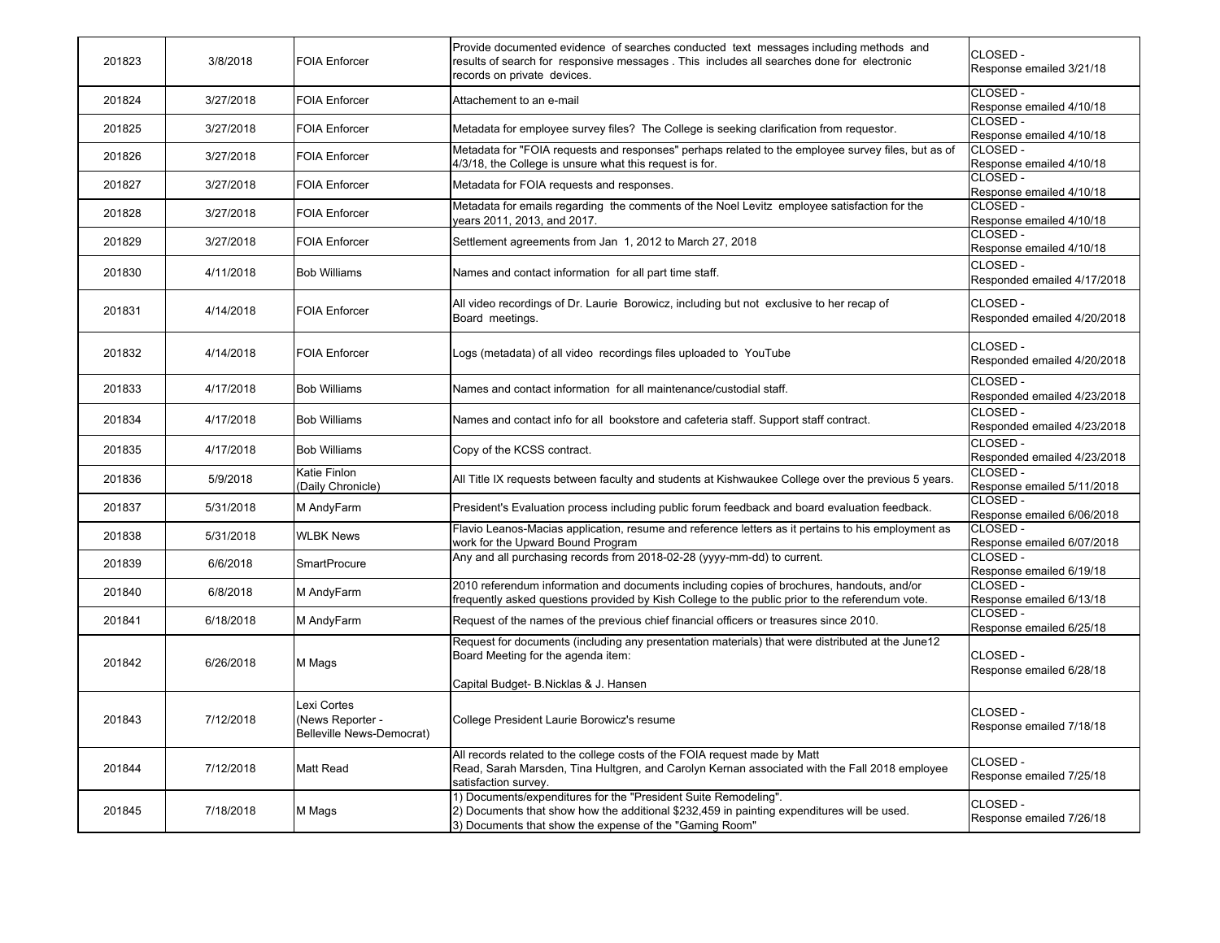| | | | | |
|---|---|---|---|---|
| 201823 | 3/8/2018 | FOIA Enforcer | Provide documented evidence of searches conducted text messages including methods and results of search for responsive messages . This includes all searches done for electronic records on private devices. | CLOSED - Response emailed 3/21/18 |
| 201824 | 3/27/2018 | FOIA Enforcer | Attachement to an e-mail | CLOSED - Response emailed 4/10/18 |
| 201825 | 3/27/2018 | FOIA Enforcer | Metadata for employee survey files? The College is seeking clarification from requestor. | CLOSED - Response emailed 4/10/18 |
| 201826 | 3/27/2018 | FOIA Enforcer | Metadata for "FOIA requests and responses" perhaps related to the employee survey files, but as of 4/3/18, the College is unsure what this request is for. | CLOSED - Response emailed 4/10/18 |
| 201827 | 3/27/2018 | FOIA Enforcer | Metadata for FOIA requests and responses. | CLOSED - Response emailed 4/10/18 |
| 201828 | 3/27/2018 | FOIA Enforcer | Metadata for emails regarding the comments of the Noel Levitz employee satisfaction for the years 2011, 2013, and 2017. | CLOSED - Response emailed 4/10/18 |
| 201829 | 3/27/2018 | FOIA Enforcer | Settlement agreements from Jan 1, 2012 to March 27, 2018 | CLOSED - Response emailed 4/10/18 |
| 201830 | 4/11/2018 | Bob Williams | Names and contact information for all part time staff. | CLOSED - Responded emailed 4/17/2018 |
| 201831 | 4/14/2018 | FOIA Enforcer | All video recordings of Dr. Laurie Borowicz, including but not exclusive to her recap of Board meetings. | CLOSED - Responded emailed 4/20/2018 |
| 201832 | 4/14/2018 | FOIA Enforcer | Logs (metadata) of all video recordings files uploaded to YouTube | CLOSED - Responded emailed 4/20/2018 |
| 201833 | 4/17/2018 | Bob Williams | Names and contact information for all maintenance/custodial staff. | CLOSED - Responded emailed 4/23/2018 |
| 201834 | 4/17/2018 | Bob Williams | Names and contact info for all bookstore and cafeteria staff. Support staff contract. | CLOSED - Responded emailed 4/23/2018 |
| 201835 | 4/17/2018 | Bob Williams | Copy of the KCSS contract. | CLOSED - Responded emailed 4/23/2018 |
| 201836 | 5/9/2018 | Katie Finlon (Daily Chronicle) | All Title IX requests between faculty and students at Kishwaukee College over the previous 5 years. | CLOSED - Response emailed 5/11/2018 |
| 201837 | 5/31/2018 | M AndyFarm | President's Evaluation process including public forum feedback and board evaluation feedback. | CLOSED - Response emailed 6/06/2018 |
| 201838 | 5/31/2018 | WLBK News | Flavio Leanos-Macias application, resume and reference letters as it pertains to his employment as work for the Upward Bound Program | CLOSED - Response emailed 6/07/2018 |
| 201839 | 6/6/2018 | SmartProcure | Any and all purchasing records from 2018-02-28 (yyyy-mm-dd) to current. | CLOSED - Response emailed 6/19/18 |
| 201840 | 6/8/2018 | M AndyFarm | 2010 referendum information and documents including copies of brochures, handouts, and/or frequently asked questions provided by Kish College to the public prior to the referendum vote. | CLOSED - Response emailed 6/13/18 |
| 201841 | 6/18/2018 | M AndyFarm | Request of the names of the previous chief financial officers or treasures since 2010. | CLOSED - Response emailed 6/25/18 |
| 201842 | 6/26/2018 | M Mags | Request for documents (including any presentation materials) that were distributed at the June12 Board Meeting for the agenda item:<br><br>Capital Budget- B.Nicklas & J. Hansen | CLOSED - Response emailed 6/28/18 |
| 201843 | 7/12/2018 | Lexi Cortes (News Reporter - Belleville News-Democrat) | College President Laurie Borowicz's resume | CLOSED - Response emailed 7/18/18 |
| 201844 | 7/12/2018 | Matt Read | All records related to the college costs of the FOIA request made by Matt Read, Sarah Marsden, Tina Hultgren, and Carolyn Kernan associated with the Fall 2018 employee satisfaction survey. | CLOSED - Response emailed 7/25/18 |
| 201845 | 7/18/2018 | M Mags | 1) Documents/expenditures for the "President Suite Remodeling".<br>2) Documents that show how the additional $232,459 in painting expenditures will be used.<br>3) Documents that show the expense of the "Gaming Room" | CLOSED - Response emailed 7/26/18 |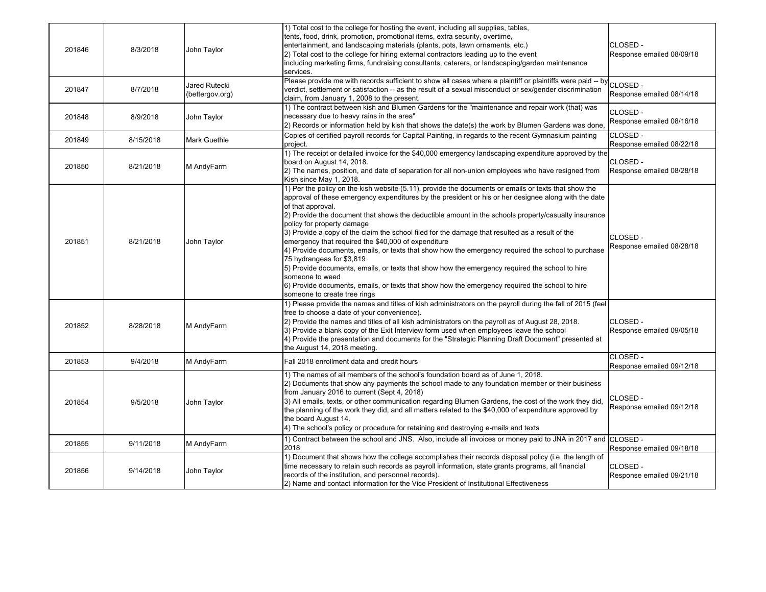| | | | | |
|---|---|---|---|---|
| 201846 | 8/3/2018 | John Taylor | 1) Total cost to the college for hosting the event, including all supplies, tables, tents, food, drink, promotion, promotional items, extra security, overtime, entertainment, and landscaping materials (plants, pots, lawn ornaments, etc.)<br>2) Total cost to the college for hiring external contractors leading up to the event including marketing firms, fundraising consultants, caterers, or landscaping/garden maintenance services. | CLOSED - Response emailed 08/09/18 |
| 201847 | 8/7/2018 | Jared Rutecki (bettergov.org) | Please provide me with records sufficient to show all cases where a plaintiff or plaintiffs were paid -- by verdict, settlement or satisfaction -- as the result of a sexual misconduct or sex/gender discrimination claim, from January 1, 2008 to the present. | CLOSED - Response emailed 08/14/18 |
| 201848 | 8/9/2018 | John Taylor | 1) The contract between kish and Blumen Gardens for the "maintenance and repair work (that) was necessary due to heavy rains in the area"<br>2) Records or information held by kish that shows the date(s) the work by Blumen Gardens was done, | CLOSED - Response emailed 08/16/18 |
| 201849 | 8/15/2018 | Mark Guethle | Copies of certified payroll records for Capital Painting, in regards to the recent Gymnasium painting project. | CLOSED - Response emailed 08/22/18 |
| 201850 | 8/21/2018 | M AndyFarm | 1) The receipt or detailed invoice for the $40,000 emergency landscaping expenditure approved by the board on August 14, 2018.<br>2) The names, position, and date of separation for all non-union employees who have resigned from Kish since May 1, 2018. | CLOSED - Response emailed 08/28/18 |
| 201851 | 8/21/2018 | John Taylor | 1) Per the policy on the kish website (5.11), provide the documents or emails or texts that show the approval of these emergency expenditures by the president or his or her designee along with the date of that approval.<br>2) Provide the document that shows the deductible amount in the schools property/casualty insurance policy for property damage<br>3) Provide a copy of the claim the school filed for the damage that resulted as a result of the emergency that required the $40,000 of expenditure<br>4) Provide documents, emails, or texts that show how the emergency required the school to purchase 75 hydrangeas for $3,819<br>5) Provide documents, emails, or texts that show how the emergency required the school to hire someone to weed<br>6) Provide documents, emails, or texts that show how the emergency required the school to hire someone to create tree rings | CLOSED - Response emailed 08/28/18 |
| 201852 | 8/28/2018 | M AndyFarm | 1) Please provide the names and titles of kish administrators on the payroll during the fall of 2015 (feel free to choose a date of your convenience).<br>2) Provide the names and titles of all kish administrators on the payroll as of August 28, 2018.<br>3) Provide a blank copy of the Exit Interview form used when employees leave the school<br>4) Provide the presentation and documents for the "Strategic Planning Draft Document" presented at the August 14, 2018 meeting. | CLOSED - Response emailed 09/05/18 |
| 201853 | 9/4/2018 | M AndyFarm | Fall 2018 enrollment data and credit hours | CLOSED - Response emailed 09/12/18 |
| 201854 | 9/5/2018 | John Taylor | 1) The names of all members of the school's foundation board as of June 1, 2018.<br>2) Documents that show any payments the school made to any foundation member or their business from January 2016 to current (Sept 4, 2018)<br>3) All emails, texts, or other communication regarding Blumen Gardens, the cost of the work they did, the planning of the work they did, and all matters related to the $40,000 of expenditure approved by the board August 14.<br>4) The school's policy or procedure for retaining and destroying e-mails and texts | CLOSED - Response emailed 09/12/18 |
| 201855 | 9/11/2018 | M AndyFarm | 1) Contract between the school and JNS. Also, include all invoices or money paid to JNA in 2017 and 2018 | CLOSED - Response emailed 09/18/18 |
| 201856 | 9/14/2018 | John Taylor | 1) Document that shows how the college accomplishes their records disposal policy (i.e. the length of time necessary to retain such records as payroll information, state grants programs, all financial records of the institution, and personnel records).<br>2) Name and contact information for the Vice President of Institutional Effectiveness | CLOSED - Response emailed 09/21/18 |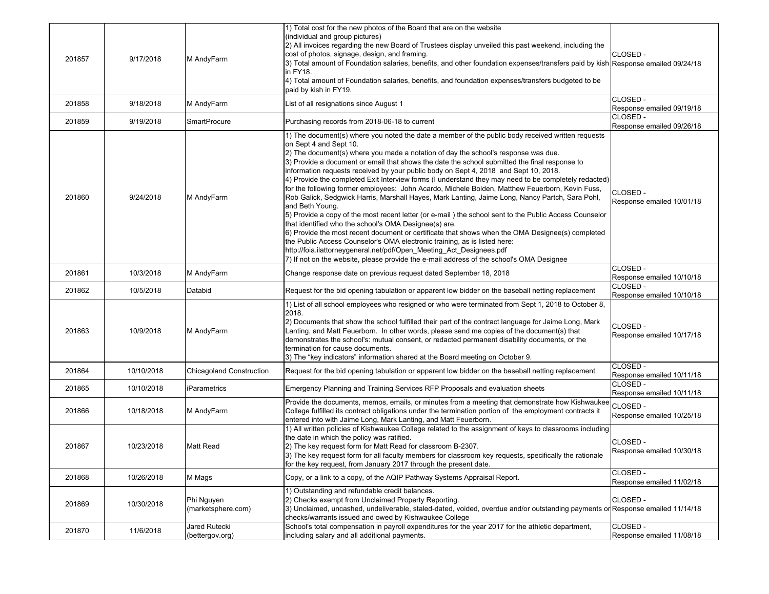| | | | | |
|---|---|---|---|---|
| 201857 | 9/17/2018 | M AndyFarm | 1) Total cost for the new photos of the Board that are on the website (individual and group pictures)<br>2) All invoices regarding the new Board of Trustees display unveiled this past weekend, including the cost of photos, signage, design, and framing.<br>3) Total amount of Foundation salaries, benefits, and other foundation expenses/transfers paid by kish in FY18.<br>4) Total amount of Foundation salaries, benefits, and foundation expenses/transfers budgeted to be paid by kish in FY19. | CLOSED - Response emailed 09/24/18 |
| 201858 | 9/18/2018 | M AndyFarm | List of all resignations since August 1 | CLOSED - Response emailed 09/19/18 |
| 201859 | 9/19/2018 | SmartProcure | Purchasing records from 2018-06-18 to current | CLOSED - Response emailed 09/26/18 |
| 201860 | 9/24/2018 | M AndyFarm | 1) The document(s) where you noted the date a member of the public body received written requests on Sept 4 and Sept 10.<br>2) The document(s) where you made a notation of day the school's response was due.<br>3) Provide a document or email that shows the date the school submitted the final response to information requests received by your public body on Sept 4, 2018 and Sept 10, 2018.<br>4) Provide the completed Exit Interview forms (I understand they may need to be completely redacted) for the following former employees: John Acardo, Michele Bolden, Matthew Feuerborn, Kevin Fuss, Rob Galick, Sedgwick Harris, Marshall Hayes, Mark Lanting, Jaime Long, Nancy Partch, Sara Pohl, and Beth Young.<br>5) Provide a copy of the most recent letter (or e-mail ) the school sent to the Public Access Counselor that identified who the school's OMA Designee(s) are.<br>6) Provide the most recent document or certificate that shows when the OMA Designee(s) completed the Public Access Counselor's OMA electronic training, as is listed here: http://foia.ilattorneygeneral.net/pdf/Open_Meeting_Act_Designees.pdf<br>7) If not on the website, please provide the e-mail address of the school's OMA Designee | CLOSED - Response emailed 10/01/18 |
| 201861 | 10/3/2018 | M AndyFarm | Change response date on previous request dated September 18, 2018 | CLOSED - Response emailed 10/10/18 |
| 201862 | 10/5/2018 | Databid | Request for the bid opening tabulation or apparent low bidder on the baseball netting replacement | CLOSED - Response emailed 10/10/18 |
| 201863 | 10/9/2018 | M AndyFarm | 1) List of all school employees who resigned or who were terminated from Sept 1, 2018 to October 8, 2018.<br>2) Documents that show the school fulfilled their part of the contract language for Jaime Long, Mark Lanting, and Matt Feuerborn. In other words, please send me copies of the document(s) that demonstrates the school's: mutual consent, or redacted permanent disability documents, or the termination for cause documents.<br>3) The "key indicators" information shared at the Board meeting on October 9. | CLOSED - Response emailed 10/17/18 |
| 201864 | 10/10/2018 | Chicagoland Construction | Request for the bid opening tabulation or apparent low bidder on the baseball netting replacement | CLOSED - Response emailed 10/11/18 |
| 201865 | 10/10/2018 | iParametrics | Emergency Planning and Training Services RFP Proposals and evaluation sheets | CLOSED - Response emailed 10/11/18 |
| 201866 | 10/18/2018 | M AndyFarm | Provide the documents, memos, emails, or minutes from a meeting that demonstrate how Kishwaukee College fulfilled its contract obligations under the termination portion of the employment contracts it entered into with Jaime Long, Mark Lanting, and Matt Feuerborn. | CLOSED - Response emailed 10/25/18 |
| 201867 | 10/23/2018 | Matt Read | 1) All written policies of Kishwaukee College related to the assignment of keys to classrooms including the date in which the policy was ratified.<br>2) The key request form for Matt Read for classroom B-2307.<br>3) The key request form for all faculty members for classroom key requests, specifically the rationale for the key request, from January 2017 through the present date. | CLOSED - Response emailed 10/30/18 |
| 201868 | 10/26/2018 | M Mags | Copy, or a link to a copy, of the AQIP Pathway Systems Appraisal Report. | CLOSED - Response emailed 11/02/18 |
| 201869 | 10/30/2018 | Phi Nguyen (marketsphere.com) | 1) Outstanding and refundable credit balances.<br>2) Checks exempt from Unclaimed Property Reporting.<br>3) Unclaimed, uncashed, undeliverable, staled-dated, voided, overdue and/or outstanding payments or checks/warrants issued and owed by Kishwaukee College | CLOSED - Response emailed 11/14/18 |
| 201870 | 11/6/2018 | Jared Rutecki (bettergov.org) | School's total compensation in payroll expenditures for the year 2017 for the athletic department, including salary and all additional payments. | CLOSED - Response emailed 11/08/18 |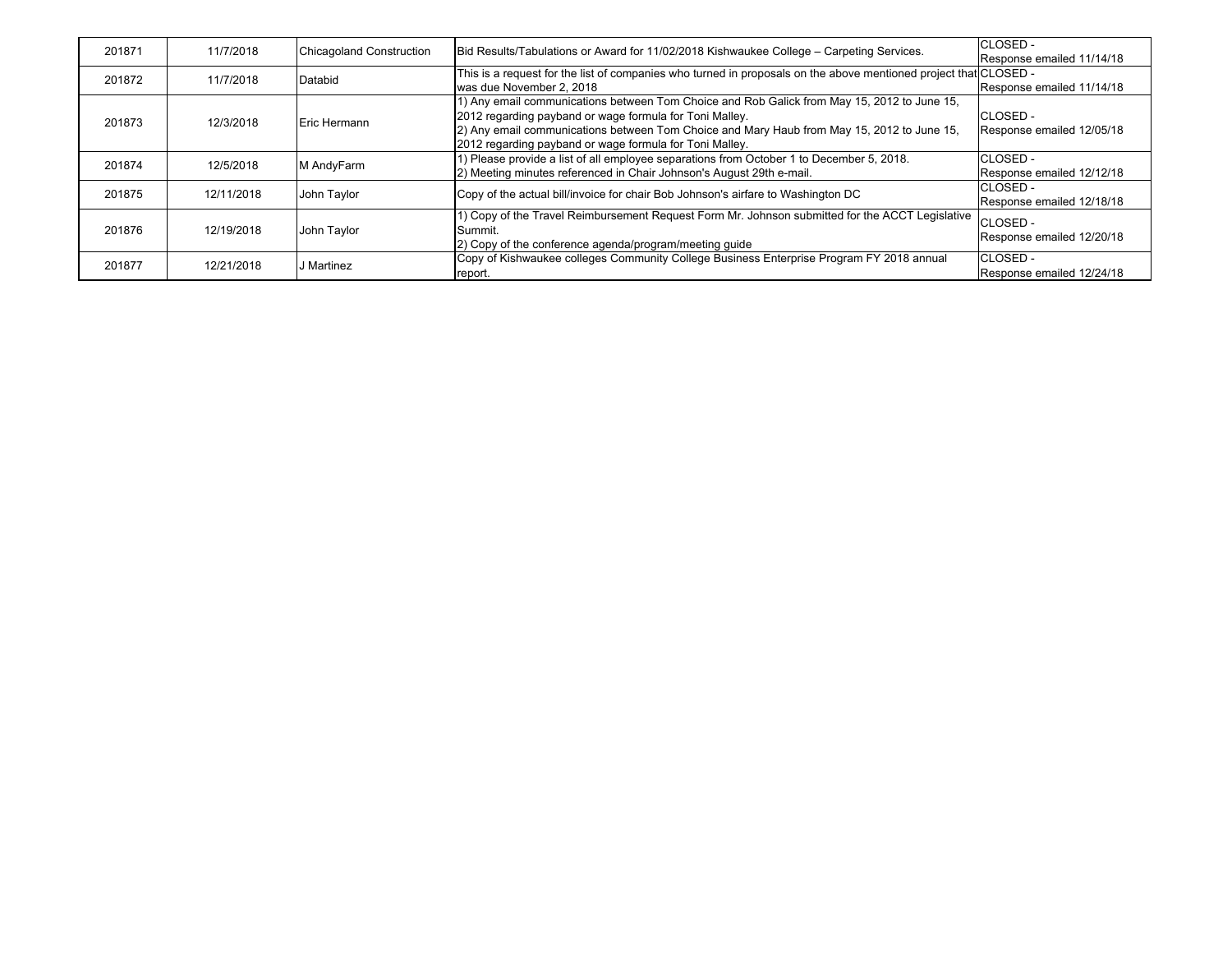| | | | | |
|---|---|---|---|---|
| 201871 | 11/7/2018 | Chicagoland Construction | Bid Results/Tabulations or Award for 11/02/2018 Kishwaukee College – Carpeting Services. | CLOSED - Response emailed 11/14/18 |
| 201872 | 11/7/2018 | Databid | This is a request for the list of companies who turned in proposals on the above mentioned project that was due November 2, 2018 | CLOSED - Response emailed 11/14/18 |
| 201873 | 12/3/2018 | Eric Hermann | 1) Any email communications between Tom Choice and Rob Galick from May 15, 2012 to June 15, 2012 regarding payband or wage formula for Toni Malley.<br>2) Any email communications between Tom Choice and Mary Haub from May 15, 2012 to June 15, 2012 regarding payband or wage formula for Toni Malley. | CLOSED - Response emailed 12/05/18 |
| 201874 | 12/5/2018 | M AndyFarm | 1) Please provide a list of all employee separations from October 1 to December 5, 2018.<br>2) Meeting minutes referenced in Chair Johnson's August 29th e-mail. | CLOSED - Response emailed 12/12/18 |
| 201875 | 12/11/2018 | John Taylor | Copy of the actual bill/invoice for chair Bob Johnson's airfare to Washington DC | CLOSED - Response emailed 12/18/18 |
| 201876 | 12/19/2018 | John Taylor | 1) Copy of the Travel Reimbursement Request Form Mr. Johnson submitted for the ACCT Legislative Summit.<br>2) Copy of the conference agenda/program/meeting guide | CLOSED - Response emailed 12/20/18 |
| 201877 | 12/21/2018 | J Martinez | Copy of Kishwaukee colleges Community College Business Enterprise Program FY 2018 annual report. | CLOSED - Response emailed 12/24/18 |